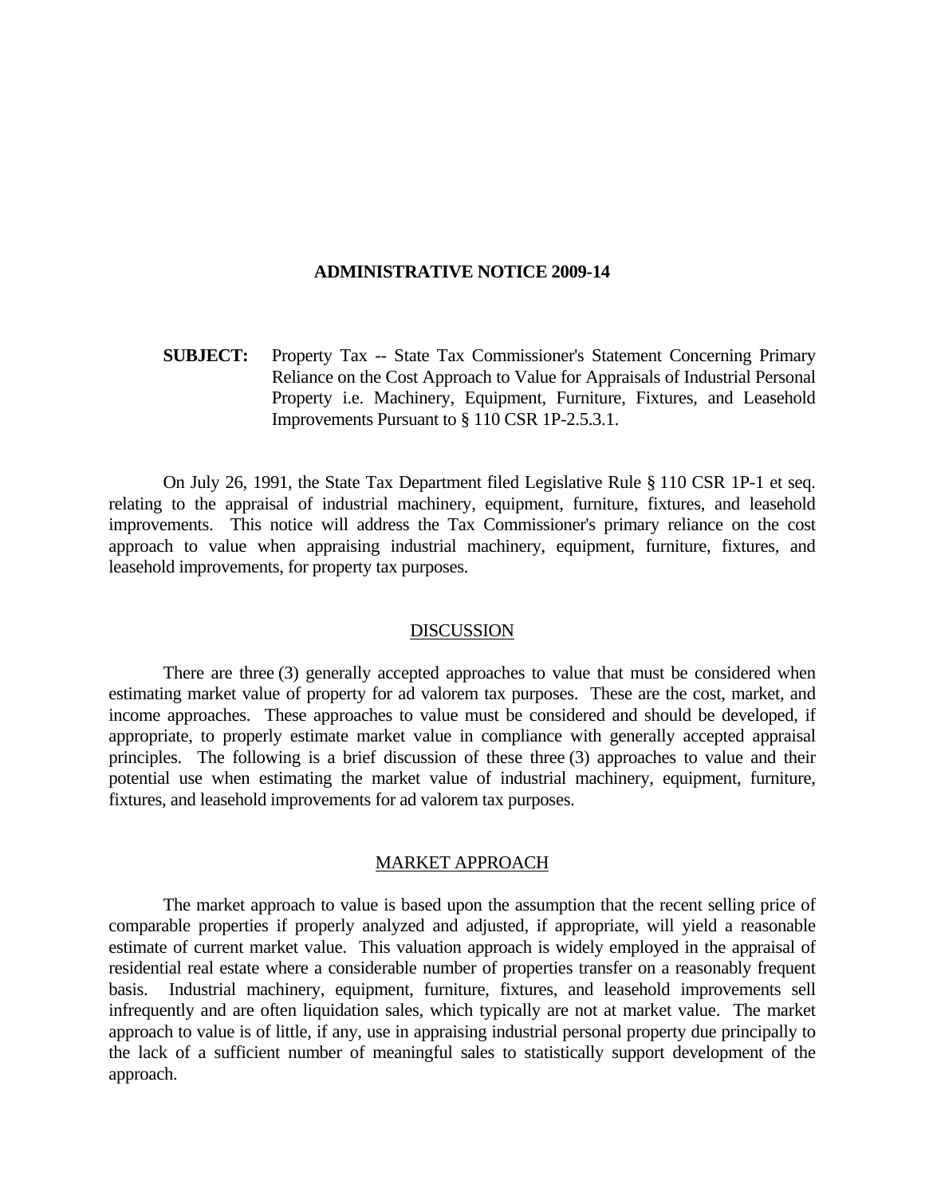# ADMINISTRATIVE NOTICE 2009-14

**SUBJECT:** Property Tax -- State Tax Commissioner's Statement Concerning Primary Reliance on the Cost Approach to Value for Appraisals of Industrial Personal Property i.e. Machinery, Equipment, Furniture, Fixtures, and Leasehold Improvements Pursuant to § 110 CSR 1P-2.5.3.1.

On July 26, 1991, the State Tax Department filed Legislative Rule § 110 CSR 1P-1 et seq. relating to the appraisal of industrial machinery, equipment, furniture, fixtures, and leasehold improvements. This notice will address the Tax Commissioner's primary reliance on the cost approach to value when appraising industrial machinery, equipment, furniture, fixtures, and leasehold improvements, for property tax purposes.

## DISCUSSION

There are three (3) generally accepted approaches to value that must be considered when estimating market value of property for ad valorem tax purposes. These are the cost, market, and income approaches. These approaches to value must be considered and should be developed, if appropriate, to properly estimate market value in compliance with generally accepted appraisal principles. The following is a brief discussion of these three (3) approaches to value and their potential use when estimating the market value of industrial machinery, equipment, furniture, fixtures, and leasehold improvements for ad valorem tax purposes.

## MARKET APPROACH

The market approach to value is based upon the assumption that the recent selling price of comparable properties if properly analyzed and adjusted, if appropriate, will yield a reasonable estimate of current market value. This valuation approach is widely employed in the appraisal of residential real estate where a considerable number of properties transfer on a reasonably frequent basis. Industrial machinery, equipment, furniture, fixtures, and leasehold improvements sell infrequently and are often liquidation sales, which typically are not at market value. The market approach to value is of little, if any, use in appraising industrial personal property due principally to the lack of a sufficient number of meaningful sales to statistically support development of the approach.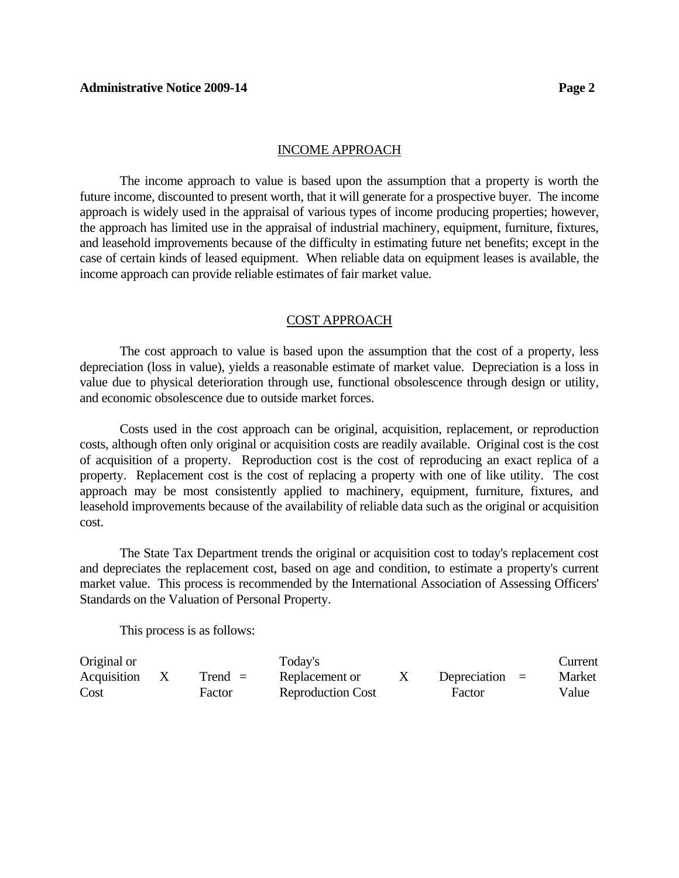## INCOME APPROACH

The income approach to value is based upon the assumption that a property is worth the future income, discounted to present worth, that it will generate for a prospective buyer. The income approach is widely used in the appraisal of various types of income producing properties; however, the approach has limited use in the appraisal of industrial machinery, equipment, furniture, fixtures, and leasehold improvements because of the difficulty in estimating future net benefits; except in the case of certain kinds of leased equipment. When reliable data on equipment leases is available, the income approach can provide reliable estimates of fair market value.

## COST APPROACH

The cost approach to value is based upon the assumption that the cost of a property, less depreciation (loss in value), yields a reasonable estimate of market value. Depreciation is a loss in value due to physical deterioration through use, functional obsolescence through design or utility, and economic obsolescence due to outside market forces.

Costs used in the cost approach can be original, acquisition, replacement, or reproduction costs, although often only original or acquisition costs are readily available. Original cost is the cost of acquisition of a property. Reproduction cost is the cost of reproducing an exact replica of a property. Replacement cost is the cost of replacing a property with one of like utility. The cost approach may be most consistently applied to machinery, equipment, furniture, fixtures, and leasehold improvements because of the availability of reliable data such as the original or acquisition cost.

The State Tax Department trends the original or acquisition cost to today's replacement cost and depreciates the replacement cost, based on age and condition, to estimate a property's current market value. This process is recommended by the International Association of Assessing Officers' Standards on the Valuation of Personal Property.

This process is as follows:

| Original or Acquisition Cost | X | Trend Factor | = | Today's Replacement or Reproduction Cost | X | Depreciation Factor | = | Current Market Value |
|---|---|---|---|---|---|---|---|---|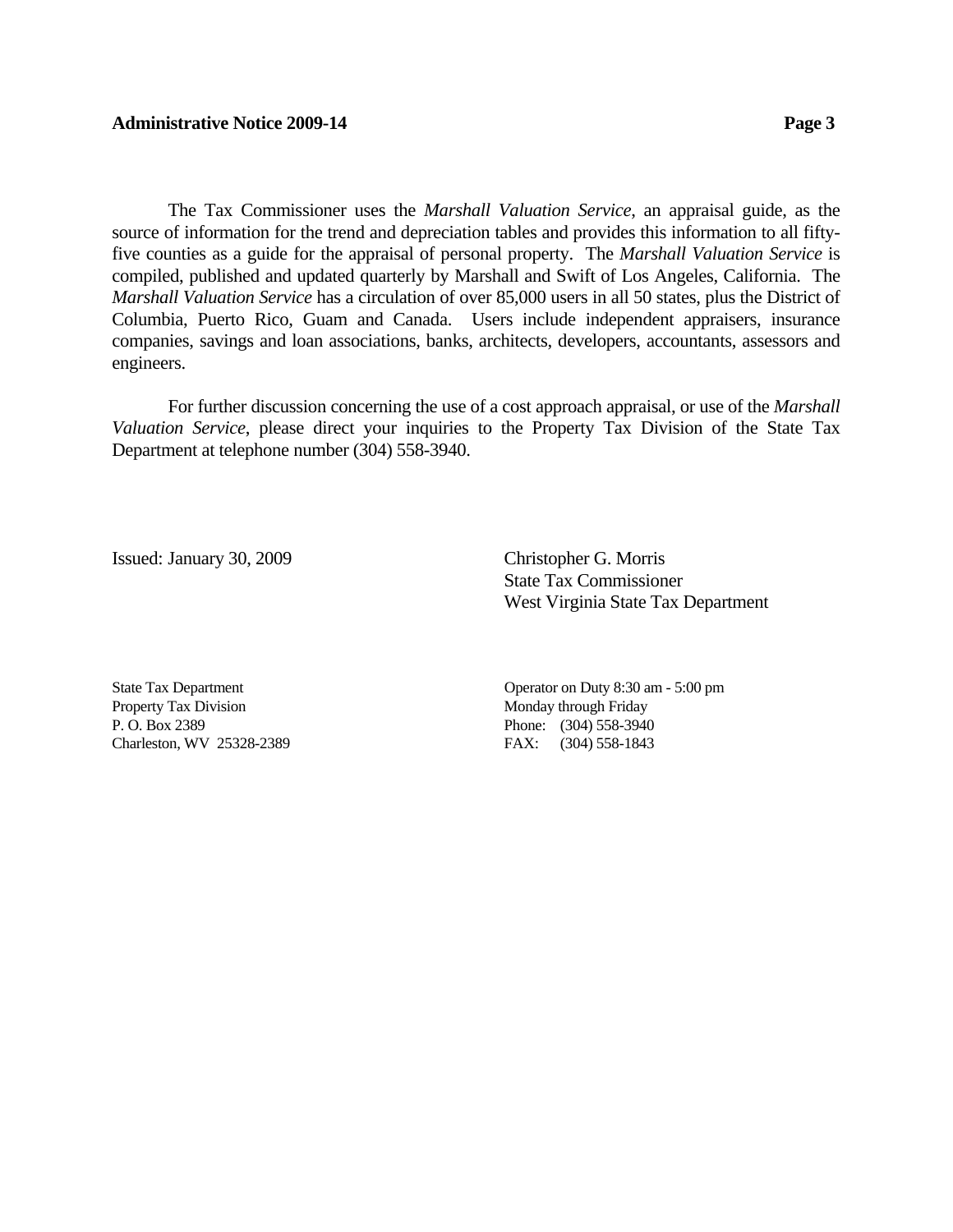The Tax Commissioner uses the *Marshall Valuation Service*, an appraisal guide, as the source of information for the trend and depreciation tables and provides this information to all fifty-five counties as a guide for the appraisal of personal property. The *Marshall Valuation Service* is compiled, published and updated quarterly by Marshall and Swift of Los Angeles, California. The *Marshall Valuation Service* has a circulation of over 85,000 users in all 50 states, plus the District of Columbia, Puerto Rico, Guam and Canada. Users include independent appraisers, insurance companies, savings and loan associations, banks, architects, developers, accountants, assessors and engineers.

For further discussion concerning the use of a cost approach appraisal, or use of the *Marshall Valuation Service*, please direct your inquiries to the Property Tax Division of the State Tax Department at telephone number (304) 558-3940.

Issued: January 30, 2009

Christopher G. Morris
State Tax Commissioner
West Virginia State Tax Department

State Tax Department
Property Tax Division
P. O. Box 2389
Charleston, WV 25328-2389

Operator on Duty 8:30 am - 5:00 pm
Monday through Friday
Phone: (304) 558-3940
FAX: (304) 558-1843